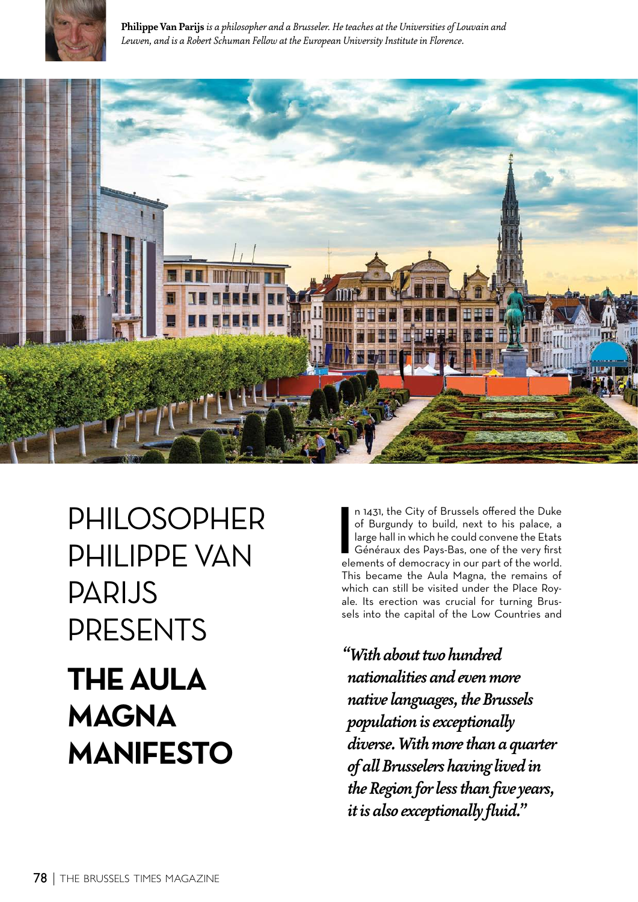**Philippe Van Parijs** *is a philosopher and a Brusseler. He teaches at the Universities of Louvain and Leuven, and is a Robert Schuman Fellow at the European University Institute in Florence.*

# PHILOSOPHER PHILIPPE VAN PARIJS PRESENTS

# THE AULA MAGNA MANIFESTO

In 1431, the City of Brussels offered the Duke of Burgundy to build, next to his palace, a large hall in which he could convene the Etats Généraux des Pays-Bas, one of the very first elements of democracy in our part of the world. This became the Aula Magna, the remains of which can still be visited under the Place Royale. Its erection was crucial for turning Brussels into the capital of the Low Countries and

*"With about two hundred nationalities and even more native languages, the Brussels population is exceptionally diverse. With more than a quarter of all Brusselers having lived in the Region for less than five years, it is also exceptionally fluid."*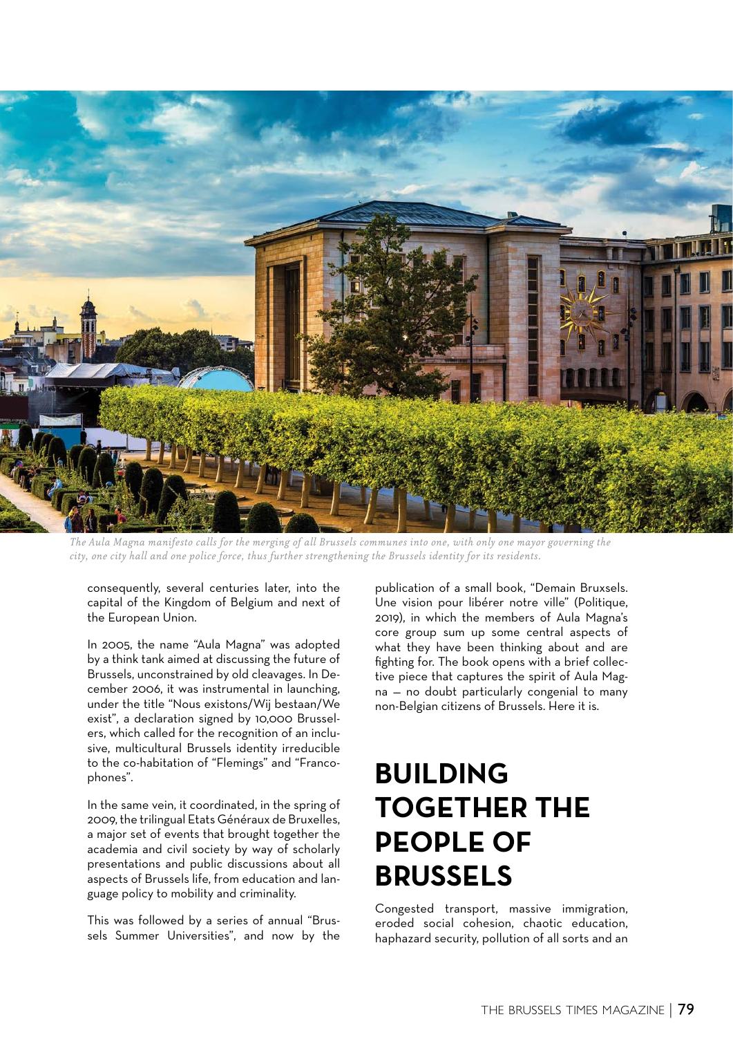*The Aula Magna manifesto calls for the merging of all Brussels communes into one, with only one mayor governing the city, one city hall and one police force, thus further strengthening the Brussels identity for its residents.*

consequently, several centuries later, into the capital of the Kingdom of Belgium and next of the European Union.

In 2005, the name "Aula Magna" was adopted by a think tank aimed at discussing the future of Brussels, unconstrained by old cleavages. In December 2006, it was instrumental in launching, under the title "Nous existons/Wij bestaan/We exist", a declaration signed by 10,000 Brusselers, which called for the recognition of an inclusive, multicultural Brussels identity irreducible to the co-habitation of "Flemings" and "Francophones".

In the same vein, it coordinated, in the spring of 2009, the trilingual Etats Généraux de Bruxelles, a major set of events that brought together the academia and civil society by way of scholarly presentations and public discussions about all aspects of Brussels life, from education and language policy to mobility and criminality.

This was followed by a series of annual "Brussels Summer Universities", and now by the publication of a small book, "Demain Bruxsels. Une vision pour libérer notre ville" (Politique, 2019), in which the members of Aula Magna's core group sum up some central aspects of what they have been thinking about and are fighting for. The book opens with a brief collective piece that captures the spirit of Aula Magna — no doubt particularly congenial to many non-Belgian citizens of Brussels. Here it is.

## BUILDING TOGETHER THE PEOPLE OF BRUSSELS

Congested transport, massive immigration, eroded social cohesion, chaotic education, haphazard security, pollution of all sorts and an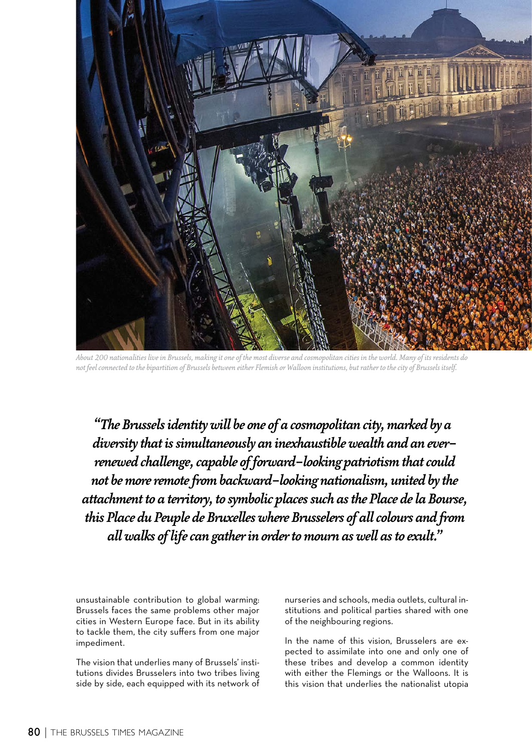*About 200 nationalities live in Brussels, making it one of the most diverse and cosmopolitan cities in the world. Many of its residents do not feel connected to the bipartition of Brussels between either Flemish or Walloon institutions, but rather to the city of Brussels itself.*

> ***"The Brussels identity will be one of a cosmopolitan city, marked by a diversity that is simultaneously an inexhaustible wealth and an ever-renewed challenge, capable of forward-looking patriotism that could not be more remote from backward-looking nationalism, united by the attachment to a territory, to symbolic places such as the Place de la Bourse, this Place du Peuple de Bruxelles where Brusselers of all colours and from all walks of life can gather in order to mourn as well as to exult."***

unsustainable contribution to global warming: Brussels faces the same problems other major cities in Western Europe face. But in its ability to tackle them, the city suffers from one major impediment.

The vision that underlies many of Brussels' institutions divides Brusselers into two tribes living side by side, each equipped with its network of nurseries and schools, media outlets, cultural institutions and political parties shared with one of the neighbouring regions.

In the name of this vision, Brusselers are expected to assimilate into one and only one of these tribes and develop a common identity with either the Flemings or the Walloons. It is this vision that underlies the nationalist utopia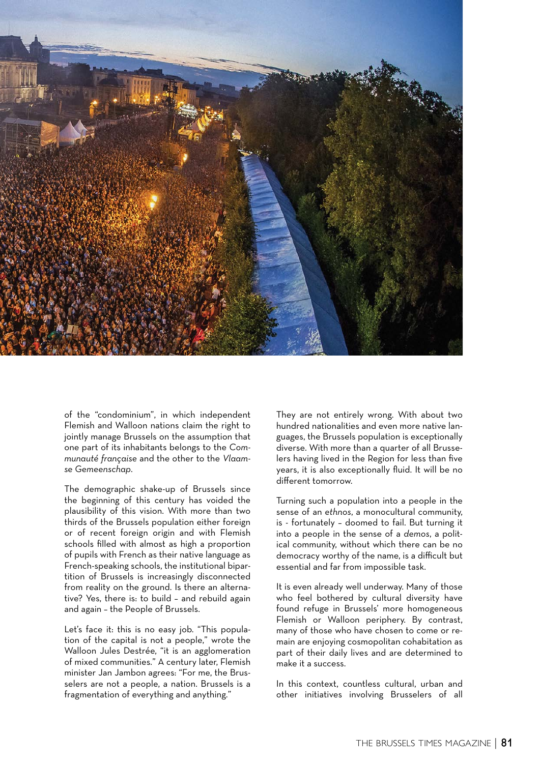of the "condominium", in which independent Flemish and Walloon nations claim the right to jointly manage Brussels on the assumption that one part of its inhabitants belongs to the *Communauté française* and the other to the *Vlaamse Gemeenschap*.

The demographic shake-up of Brussels since the beginning of this century has voided the plausibility of this vision. With more than two thirds of the Brussels population either foreign or of recent foreign origin and with Flemish schools filled with almost as high a proportion of pupils with French as their native language as French-speaking schools, the institutional bipartition of Brussels is increasingly disconnected from reality on the ground. Is there an alternative? Yes, there is: to build – and rebuild again and again – the People of Brussels.

Let's face it: this is no easy job. "This population of the capital is not a people," wrote the Walloon Jules Destrée, "it is an agglomeration of mixed communities." A century later, Flemish minister Jan Jambon agrees: "For me, the Brusselers are not a people, a nation. Brussels is a fragmentation of everything and anything."

They are not entirely wrong. With about two hundred nationalities and even more native languages, the Brussels population is exceptionally diverse. With more than a quarter of all Brusselers having lived in the Region for less than five years, it is also exceptionally fluid. It will be no different tomorrow.

Turning such a population into a people in the sense of an *ethnos*, a monocultural community, is - fortunately – doomed to fail. But turning it into a people in the sense of a *demos*, a political community, without which there can be no democracy worthy of the name, is a difficult but essential and far from impossible task.

It is even already well underway. Many of those who feel bothered by cultural diversity have found refuge in Brussels' more homogeneous Flemish or Walloon periphery. By contrast, many of those who have chosen to come or remain are enjoying cosmopolitan cohabitation as part of their daily lives and are determined to make it a success.

In this context, countless cultural, urban and other initiatives involving Brusselers of all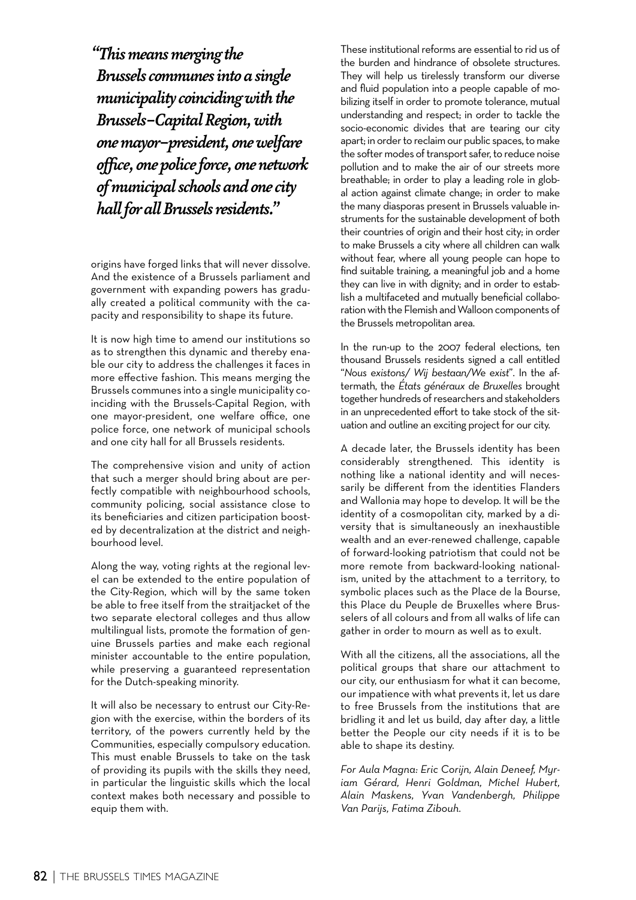*"This means merging the Brussels communes into a single municipality coinciding with the Brussels-Capital Region, with one mayor-president, one welfare office, one police force, one network of municipal schools and one city hall for all Brussels residents."*

origins have forged links that will never dissolve. And the existence of a Brussels parliament and government with expanding powers has gradually created a political community with the capacity and responsibility to shape its future.

It is now high time to amend our institutions so as to strengthen this dynamic and thereby enable our city to address the challenges it faces in more effective fashion. This means merging the Brussels communes into a single municipality coinciding with the Brussels-Capital Region, with one mayor-president, one welfare office, one police force, one network of municipal schools and one city hall for all Brussels residents.

The comprehensive vision and unity of action that such a merger should bring about are perfectly compatible with neighbourhood schools, community policing, social assistance close to its beneficiaries and citizen participation boosted by decentralization at the district and neighbourhood level.

Along the way, voting rights at the regional level can be extended to the entire population of the City-Region, which will by the same token be able to free itself from the straitjacket of the two separate electoral colleges and thus allow multilingual lists, promote the formation of genuine Brussels parties and make each regional minister accountable to the entire population, while preserving a guaranteed representation for the Dutch-speaking minority.

It will also be necessary to entrust our City-Region with the exercise, within the borders of its territory, of the powers currently held by the Communities, especially compulsory education. This must enable Brussels to take on the task of providing its pupils with the skills they need, in particular the linguistic skills which the local context makes both necessary and possible to equip them with.

These institutional reforms are essential to rid us of the burden and hindrance of obsolete structures. They will help us tirelessly transform our diverse and fluid population into a people capable of mobilizing itself in order to promote tolerance, mutual understanding and respect; in order to tackle the socio-economic divides that are tearing our city apart; in order to reclaim our public spaces, to make the softer modes of transport safer, to reduce noise pollution and to make the air of our streets more breathable; in order to play a leading role in global action against climate change; in order to make the many diasporas present in Brussels valuable instruments for the sustainable development of both their countries of origin and their host city; in order to make Brussels a city where all children can walk without fear, where all young people can hope to find suitable training, a meaningful job and a home they can live in with dignity; and in order to establish a multifaceted and mutually beneficial collaboration with the Flemish and Walloon components of the Brussels metropolitan area.

In the run-up to the 2007 federal elections, ten thousand Brussels residents signed a call entitled "*Nous existons/ Wij bestaan/We exist*". In the aftermath, the *États généraux de Bruxelles* brought together hundreds of researchers and stakeholders in an unprecedented effort to take stock of the situation and outline an exciting project for our city.

A decade later, the Brussels identity has been considerably strengthened. This identity is nothing like a national identity and will necessarily be different from the identities Flanders and Wallonia may hope to develop. It will be the identity of a cosmopolitan city, marked by a diversity that is simultaneously an inexhaustible wealth and an ever-renewed challenge, capable of forward-looking patriotism that could not be more remote from backward-looking nationalism, united by the attachment to a territory, to symbolic places such as the Place de la Bourse, this Place du Peuple de Bruxelles where Brusselers of all colours and from all walks of life can gather in order to mourn as well as to exult.

With all the citizens, all the associations, all the political groups that share our attachment to our city, our enthusiasm for what it can become, our impatience with what prevents it, let us dare to free Brussels from the institutions that are bridling it and let us build, day after day, a little better the People our city needs if it is to be able to shape its destiny.

*For Aula Magna: Eric Corijn, Alain Deneef, Myriam Gérard, Henri Goldman, Michel Hubert, Alain Maskens, Yvan Vandenbergh, Philippe Van Parijs, Fatima Zibouh.*